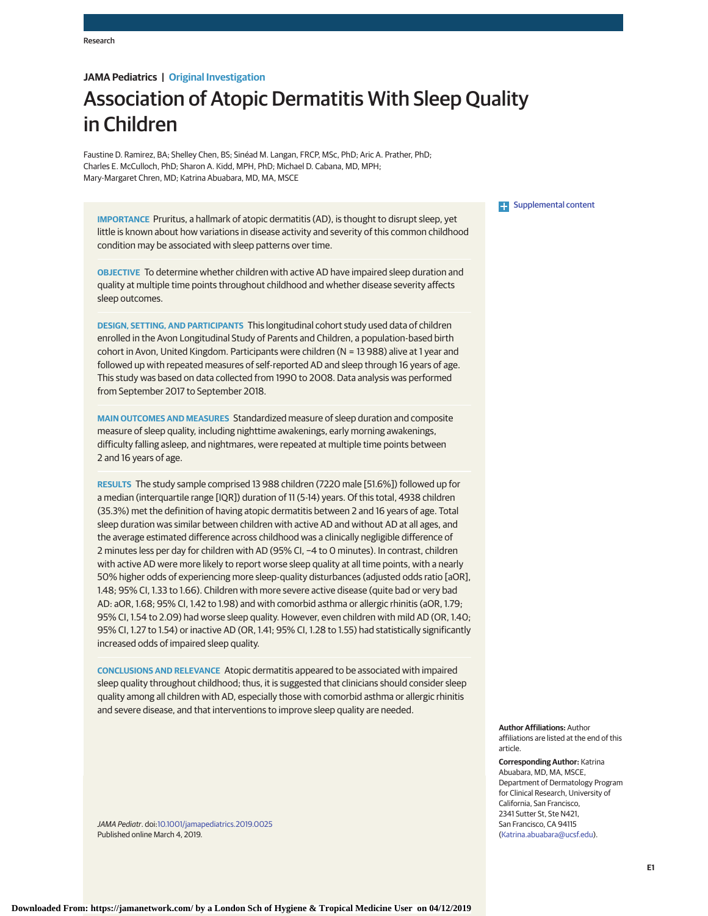JAMA Pediatrics | Original Investigation

# Association of Atopic Dermatitis With Sleep Quality in Children

Faustine D. Ramirez, BA; Shelley Chen, BS; Sinéad M. Langan, FRCP, MSc, PhD; Aric A. Prather, PhD; Charles E. McCulloch, PhD; Sharon A. Kidd, MPH, PhD; Michael D. Cabana, MD, MPH; Mary-Margaret Chren, MD; Katrina Abuabara, MD, MA, MSCE

**IMPORTANCE** Pruritus, a hallmark of atopic dermatitis (AD), is thought to disrupt sleep, yet little is known about how variations in disease activity and severity of this common childhood condition may be associated with sleep patterns over time.

**OBJECTIVE** To determine whether children with active AD have impaired sleep duration and quality at multiple time points throughout childhood and whether disease severity affects sleep outcomes.

**DESIGN, SETTING, AND PARTICIPANTS** This longitudinal cohort study used data of children enrolled in the Avon Longitudinal Study of Parents and Children, a population-based birth cohort in Avon, United Kingdom. Participants were children (N = 13 988) alive at 1 year and followed up with repeated measures of self-reported AD and sleep through 16 years of age. This study was based on data collected from 1990 to 2008. Data analysis was performed from September 2017 to September 2018.

**MAIN OUTCOMES AND MEASURES** Standardized measure of sleep duration and composite measure of sleep quality, including nighttime awakenings, early morning awakenings, difficulty falling asleep, and nightmares, were repeated at multiple time points between 2 and 16 years of age.

**RESULTS** The study sample comprised 13 988 children (7220 male [51.6%]) followed up for a median (interquartile range [IQR]) duration of 11 (5-14) years. Of this total, 4938 children (35.3%) met the definition of having atopic dermatitis between 2 and 16 years of age. Total sleep duration was similar between children with active AD and without AD at all ages, and the average estimated difference across childhood was a clinically negligible difference of 2 minutes less per day for children with AD (95% CI, −4 to 0 minutes). In contrast, children with active AD were more likely to report worse sleep quality at all time points, with a nearly 50% higher odds of experiencing more sleep-quality disturbances (adjusted odds ratio [aOR], 1.48; 95% CI, 1.33 to 1.66). Children with more severe active disease (quite bad or very bad AD: aOR, 1.68; 95% CI, 1.42 to 1.98) and with comorbid asthma or allergic rhinitis (aOR, 1.79; 95% CI, 1.54 to 2.09) had worse sleep quality. However, even children with mild AD (OR, 1.40; 95% CI, 1.27 to 1.54) or inactive AD (OR, 1.41; 95% CI, 1.28 to 1.55) had statistically significantly increased odds of impaired sleep quality.

**CONCLUSIONS AND RELEVANCE** Atopic dermatitis appeared to be associated with impaired sleep quality throughout childhood; thus, it is suggested that clinicians should consider sleep quality among all children with AD, especially those with comorbid asthma or allergic rhinitis and severe disease, and that interventions to improve sleep quality are needed.

*JAMA Pediatr*. doi:10.1001/jamapediatrics.2019.0025
Published online March 4, 2019.

Supplemental content

**Author Affiliations:** Author affiliations are listed at the end of this article.

**Corresponding Author:** Katrina Abuabara, MD, MA, MSCE, Department of Dermatology Program for Clinical Research, University of California, San Francisco, 2341 Sutter St, Ste N421, San Francisco, CA 94115 (Katrina.abuabara@ucsf.edu).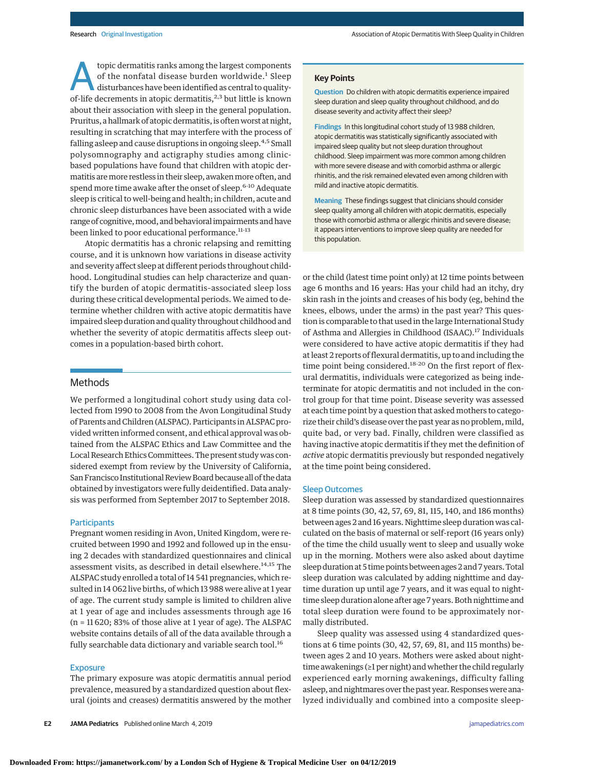Atopic dermatitis ranks among the largest components of the nonfatal disease burden worldwide.[1] Sleep disturbances have been identified as central to quality-of-life decrements in atopic dermatitis,[2,3] but little is known about their association with sleep in the general population. Pruritus, a hallmark of atopic dermatitis, is often worst at night, resulting in scratching that may interfere with the process of falling asleep and cause disruptions in ongoing sleep.[4,5] Small polysomnography and actigraphy studies among clinic-based populations have found that children with atopic dermatitis are more restless in their sleep, awaken more often, and spend more time awake after the onset of sleep.[6-10] Adequate sleep is critical to well-being and health; in children, acute and chronic sleep disturbances have been associated with a wide range of cognitive, mood, and behavioral impairments and have been linked to poor educational performance.[11-13]

Atopic dermatitis has a chronic relapsing and remitting course, and it is unknown how variations in disease activity and severity affect sleep at different periods throughout childhood. Longitudinal studies can help characterize and quantify the burden of atopic dermatitis–associated sleep loss during these critical developmental periods. We aimed to determine whether children with active atopic dermatitis have impaired sleep duration and quality throughout childhood and whether the severity of atopic dermatitis affects sleep outcomes in a population-based birth cohort.

**Key Points**

**Question** Do children with atopic dermatitis experience impaired sleep duration and sleep quality throughout childhood, and do disease severity and activity affect their sleep?

**Findings** In this longitudinal cohort study of 13 988 children, atopic dermatitis was statistically significantly associated with impaired sleep quality but not sleep duration throughout childhood. Sleep impairment was more common among children with more severe disease and with comorbid asthma or allergic rhinitis, and the risk remained elevated even among children with mild and inactive atopic dermatitis.

**Meaning** These findings suggest that clinicians should consider sleep quality among all children with atopic dermatitis, especially those with comorbid asthma or allergic rhinitis and severe disease; it appears interventions to improve sleep quality are needed for this population.

## Methods

We performed a longitudinal cohort study using data collected from 1990 to 2008 from the Avon Longitudinal Study of Parents and Children (ALSPAC). Participants in ALSPAC provided written informed consent, and ethical approval was obtained from the ALSPAC Ethics and Law Committee and the Local Research Ethics Committees. The present study was considered exempt from review by the University of California, San Francisco Institutional Review Board because all of the data obtained by investigators were fully deidentified. Data analysis was performed from September 2017 to September 2018.

### Participants

Pregnant women residing in Avon, United Kingdom, were recruited between 1990 and 1992 and followed up in the ensuing 2 decades with standardized questionnaires and clinical assessment visits, as described in detail elsewhere.[14,15] The ALSPAC study enrolled a total of 14 541 pregnancies, which resulted in 14 062 live births, of which 13 988 were alive at 1 year of age. The current study sample is limited to children alive at 1 year of age and includes assessments through age 16 (n = 11 620; 83% of those alive at 1 year of age). The ALSPAC website contains details of all of the data available through a fully searchable data dictionary and variable search tool.[16]

### Exposure

The primary exposure was atopic dermatitis annual period prevalence, measured by a standardized question about flexural (joints and creases) dermatitis answered by the mother or the child (latest time point only) at 12 time points between age 6 months and 16 years: Has your child had an itchy, dry skin rash in the joints and creases of his body (eg, behind the knees, elbows, under the arms) in the past year? This question is comparable to that used in the large International Study of Asthma and Allergies in Childhood (ISAAC).[17] Individuals were considered to have active atopic dermatitis if they had at least 2 reports of flexural dermatitis, up to and including the time point being considered.[18-20] On the first report of flexural dermatitis, individuals were categorized as being indeterminate for atopic dermatitis and not included in the control group for that time point. Disease severity was assessed at each time point by a question that asked mothers to categorize their child's disease over the past year as no problem, mild, quite bad, or very bad. Finally, children were classified as having inactive atopic dermatitis if they met the definition of *active* atopic dermatitis previously but responded negatively at the time point being considered.

### Sleep Outcomes

Sleep duration was assessed by standardized questionnaires at 8 time points (30, 42, 57, 69, 81, 115, 140, and 186 months) between ages 2 and 16 years. Nighttime sleep duration was calculated on the basis of maternal or self-report (16 years only) of the time the child usually went to sleep and usually woke up in the morning. Mothers were also asked about daytime sleep duration at 5 time points between ages 2 and 7 years. Total sleep duration was calculated by adding nighttime and daytime duration up until age 7 years, and it was equal to nighttime sleep duration alone after age 7 years. Both nighttime and total sleep duration were found to be approximately normally distributed.

Sleep quality was assessed using 4 standardized questions at 6 time points (30, 42, 57, 69, 81, and 115 months) between ages 2 and 10 years. Mothers were asked about nighttime awakenings (≥1 per night) and whether the child regularly experienced early morning awakenings, difficulty falling asleep, and nightmares over the past year. Responses were analyzed individually and combined into a composite sleep-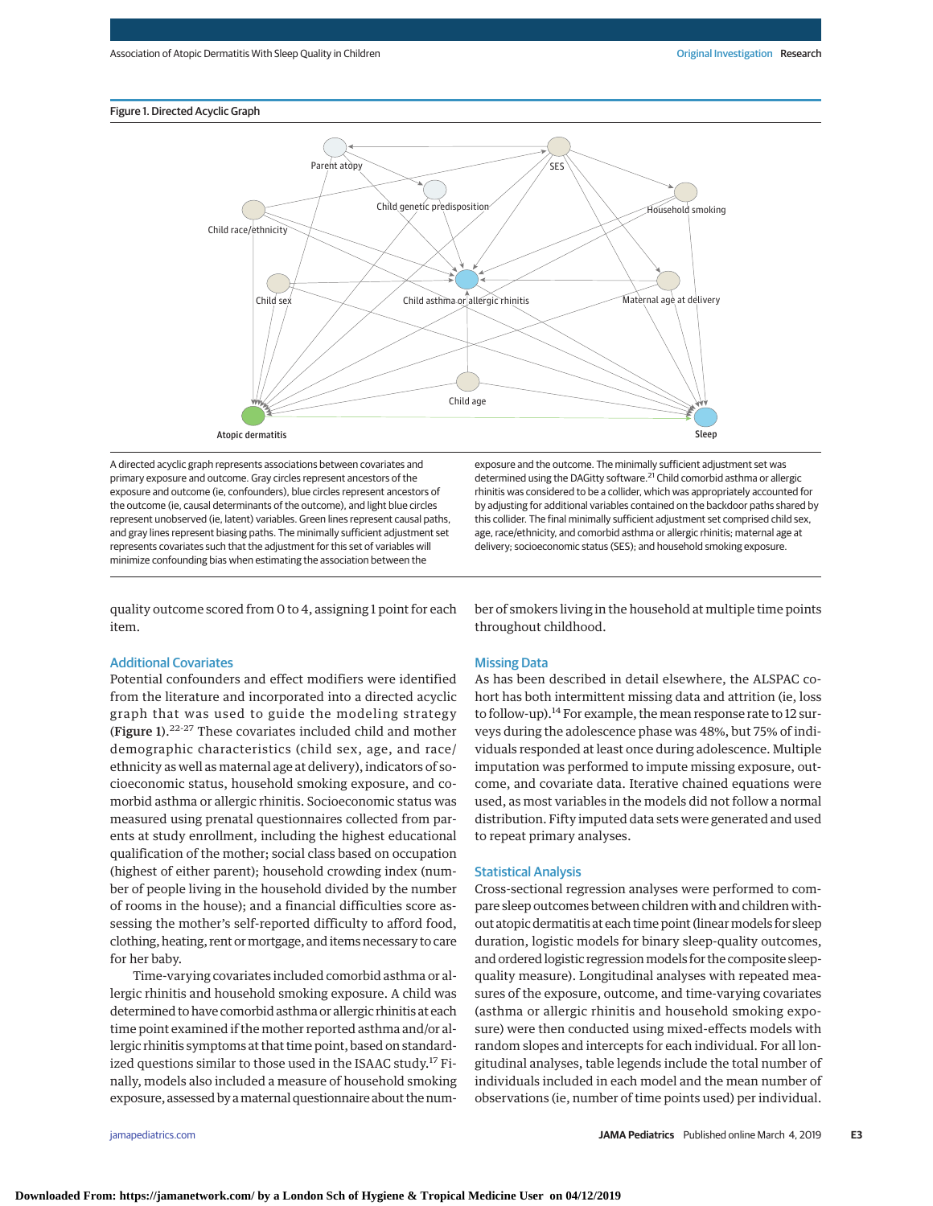Figure 1. Directed Acyclic Graph

A directed acyclic graph represents associations between covariates and primary exposure and outcome. Gray circles represent ancestors of the exposure and outcome (ie, confounders), blue circles represent ancestors of the outcome (ie, causal determinants of the outcome), and light blue circles represent unobserved (ie, latent) variables. Green lines represent causal paths, and gray lines represent biasing paths. The minimally sufficient adjustment set represents covariates such that the adjustment for this set of variables will minimize confounding bias when estimating the association between the exposure and the outcome. The minimally sufficient adjustment set was determined using the DAGitty software.[21] Child comorbid asthma or allergic rhinitis was considered to be a collider, which was appropriately accounted for by adjusting for additional variables contained on the backdoor paths shared by this collider. The final minimally sufficient adjustment set comprised child sex, age, race/ethnicity, and comorbid asthma or allergic rhinitis; maternal age at delivery; socioeconomic status (SES); and household smoking exposure.

quality outcome scored from 0 to 4, assigning 1 point for each item.

## Additional Covariates

Potential confounders and effect modifiers were identified from the literature and incorporated into a directed acyclic graph that was used to guide the modeling strategy (Figure 1).[22-27] These covariates included child and mother demographic characteristics (child sex, age, and race/ethnicity as well as maternal age at delivery), indicators of socioeconomic status, household smoking exposure, and comorbid asthma or allergic rhinitis. Socioeconomic status was measured using prenatal questionnaires collected from parents at study enrollment, including the highest educational qualification of the mother; social class based on occupation (highest of either parent); household crowding index (number of people living in the household divided by the number of rooms in the house); and a financial difficulties score assessing the mother's self-reported difficulty to afford food, clothing, heating, rent or mortgage, and items necessary to care for her baby.

Time-varying covariates included comorbid asthma or allergic rhinitis and household smoking exposure. A child was determined to have comorbid asthma or allergic rhinitis at each time point examined if the mother reported asthma and/or allergic rhinitis symptoms at that time point, based on standardized questions similar to those used in the ISAAC study.[17] Finally, models also included a measure of household smoking exposure, assessed by a maternal questionnaire about the number of smokers living in the household at multiple time points throughout childhood.

## Missing Data

As has been described in detail elsewhere, the ALSPAC cohort has both intermittent missing data and attrition (ie, loss to follow-up).[14] For example, the mean response rate to 12 surveys during the adolescence phase was 48%, but 75% of individuals responded at least once during adolescence. Multiple imputation was performed to impute missing exposure, outcome, and covariate data. Iterative chained equations were used, as most variables in the models did not follow a normal distribution. Fifty imputed data sets were generated and used to repeat primary analyses.

## Statistical Analysis

Cross-sectional regression analyses were performed to compare sleep outcomes between children with and children without atopic dermatitis at each time point (linear models for sleep duration, logistic models for binary sleep-quality outcomes, and ordered logistic regression models for the composite sleep-quality measure). Longitudinal analyses with repeated measures of the exposure, outcome, and time-varying covariates (asthma or allergic rhinitis and household smoking exposure) were then conducted using mixed-effects models with random slopes and intercepts for each individual. For all longitudinal analyses, table legends include the total number of individuals included in each model and the mean number of observations (ie, number of time points used) per individual.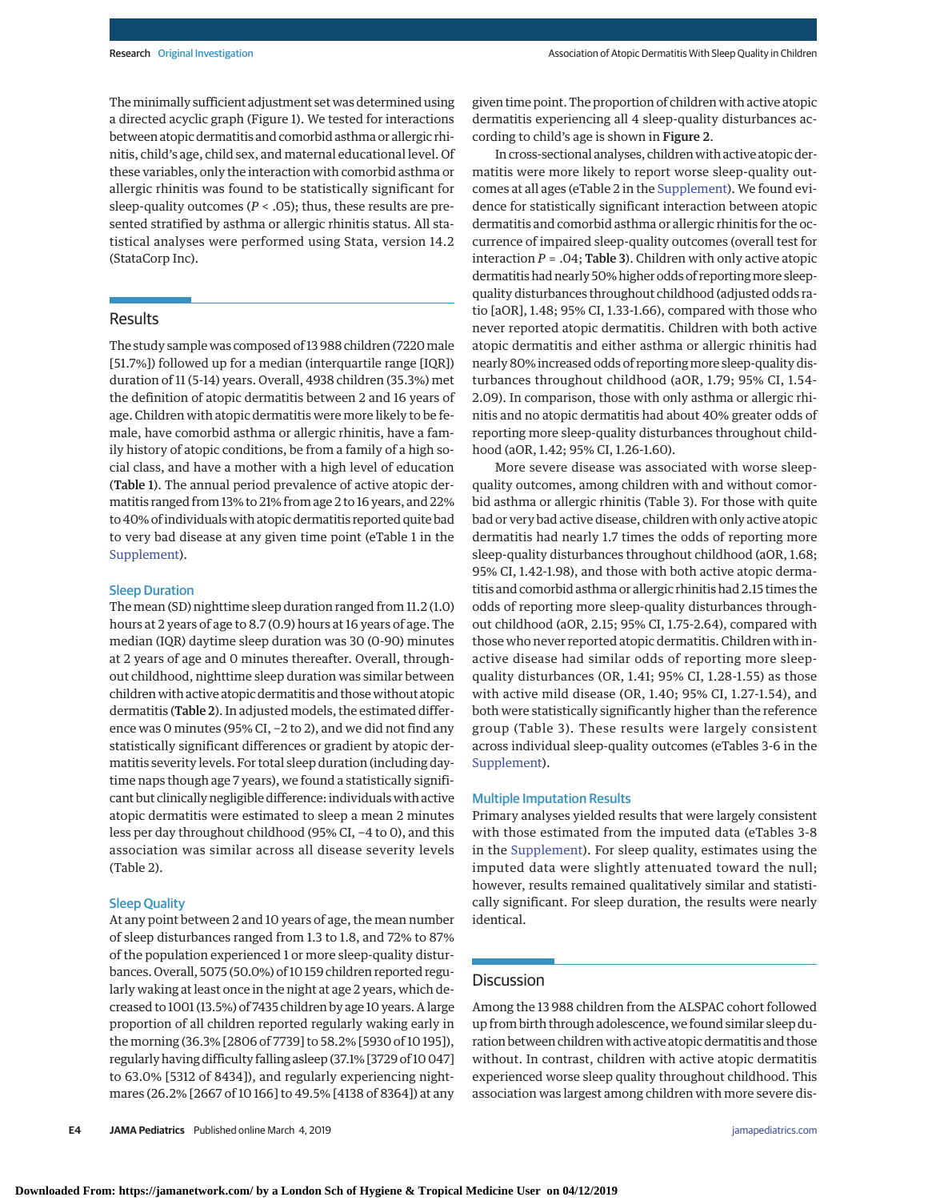The minimally sufficient adjustment set was determined using a directed acyclic graph (Figure 1). We tested for interactions between atopic dermatitis and comorbid asthma or allergic rhinitis, child's age, child sex, and maternal educational level. Of these variables, only the interaction with comorbid asthma or allergic rhinitis was found to be statistically significant for sleep-quality outcomes ($P < .05$); thus, these results are presented stratified by asthma or allergic rhinitis status. All statistical analyses were performed using Stata, version 14.2 (StataCorp Inc).

## Results

The study sample was composed of 13 988 children (7220 male [51.7%]) followed up for a median (interquartile range [IQR]) duration of 11 (5-14) years. Overall, 4938 children (35.3%) met the definition of atopic dermatitis between 2 and 16 years of age. Children with atopic dermatitis were more likely to be female, have comorbid asthma or allergic rhinitis, have a family history of atopic conditions, be from a family of a high social class, and have a mother with a high level of education (**Table 1**). The annual period prevalence of active atopic dermatitis ranged from 13% to 21% from age 2 to 16 years, and 22% to 40% of individuals with atopic dermatitis reported quite bad to very bad disease at any given time point (eTable 1 in the Supplement).

### Sleep Duration

The mean (SD) nighttime sleep duration ranged from 11.2 (1.0) hours at 2 years of age to 8.7 (0.9) hours at 16 years of age. The median (IQR) daytime sleep duration was 30 (0-90) minutes at 2 years of age and 0 minutes thereafter. Overall, throughout childhood, nighttime sleep duration was similar between children with active atopic dermatitis and those without atopic dermatitis (**Table 2**). In adjusted models, the estimated difference was 0 minutes (95% CI, −2 to 2), and we did not find any statistically significant differences or gradient by atopic dermatitis severity levels. For total sleep duration (including daytime naps though age 7 years), we found a statistically significant but clinically negligible difference: individuals with active atopic dermatitis were estimated to sleep a mean 2 minutes less per day throughout childhood (95% CI, −4 to 0), and this association was similar across all disease severity levels (Table 2).

### Sleep Quality

At any point between 2 and 10 years of age, the mean number of sleep disturbances ranged from 1.3 to 1.8, and 72% to 87% of the population experienced 1 or more sleep-quality disturbances. Overall, 5075 (50.0%) of 10 159 children reported regularly waking at least once in the night at age 2 years, which decreased to 1001 (13.5%) of 7435 children by age 10 years. A large proportion of all children reported regularly waking early in the morning (36.3% [2806 of 7739] to 58.2% [5930 of 10 195]), regularly having difficulty falling asleep (37.1% [3729 of 10 047] to 63.0% [5312 of 8434]), and regularly experiencing nightmares (26.2% [2667 of 10 166] to 49.5% [4138 of 8364]) at any given time point. The proportion of children with active atopic dermatitis experiencing all 4 sleep-quality disturbances according to child's age is shown in **Figure 2**.

In cross-sectional analyses, children with active atopic dermatitis were more likely to report worse sleep-quality outcomes at all ages (eTable 2 in the Supplement). We found evidence for statistically significant interaction between atopic dermatitis and comorbid asthma or allergic rhinitis for the occurrence of impaired sleep-quality outcomes (overall test for interaction $P = .04$; **Table 3**). Children with only active atopic dermatitis had nearly 50% higher odds of reporting more sleep-quality disturbances throughout childhood (adjusted odds ratio [aOR], 1.48; 95% CI, 1.33-1.66), compared with those who never reported atopic dermatitis. Children with both active atopic dermatitis and either asthma or allergic rhinitis had nearly 80% increased odds of reporting more sleep-quality disturbances throughout childhood (aOR, 1.79; 95% CI, 1.54-2.09). In comparison, those with only asthma or allergic rhinitis and no atopic dermatitis had about 40% greater odds of reporting more sleep-quality disturbances throughout childhood (aOR, 1.42; 95% CI, 1.26-1.60).

More severe disease was associated with worse sleep-quality outcomes, among children with and without comorbid asthma or allergic rhinitis (Table 3). For those with quite bad or very bad active disease, children with only active atopic dermatitis had nearly 1.7 times the odds of reporting more sleep-quality disturbances throughout childhood (aOR, 1.68; 95% CI, 1.42-1.98), and those with both active atopic dermatitis and comorbid asthma or allergic rhinitis had 2.15 times the odds of reporting more sleep-quality disturbances throughout childhood (aOR, 2.15; 95% CI, 1.75-2.64), compared with those who never reported atopic dermatitis. Children with inactive disease had similar odds of reporting more sleep-quality disturbances (OR, 1.41; 95% CI, 1.28-1.55) as those with active mild disease (OR, 1.40; 95% CI, 1.27-1.54), and both were statistically significantly higher than the reference group (Table 3). These results were largely consistent across individual sleep-quality outcomes (eTables 3-6 in the Supplement).

### Multiple Imputation Results

Primary analyses yielded results that were largely consistent with those estimated from the imputed data (eTables 3-8 in the Supplement). For sleep quality, estimates using the imputed data were slightly attenuated toward the null; however, results remained qualitatively similar and statistically significant. For sleep duration, the results were nearly identical.

## Discussion

Among the 13 988 children from the ALSPAC cohort followed up from birth through adolescence, we found similar sleep duration between children with active atopic dermatitis and those without. In contrast, children with active atopic dermatitis experienced worse sleep quality throughout childhood. This association was largest among children with more severe dis-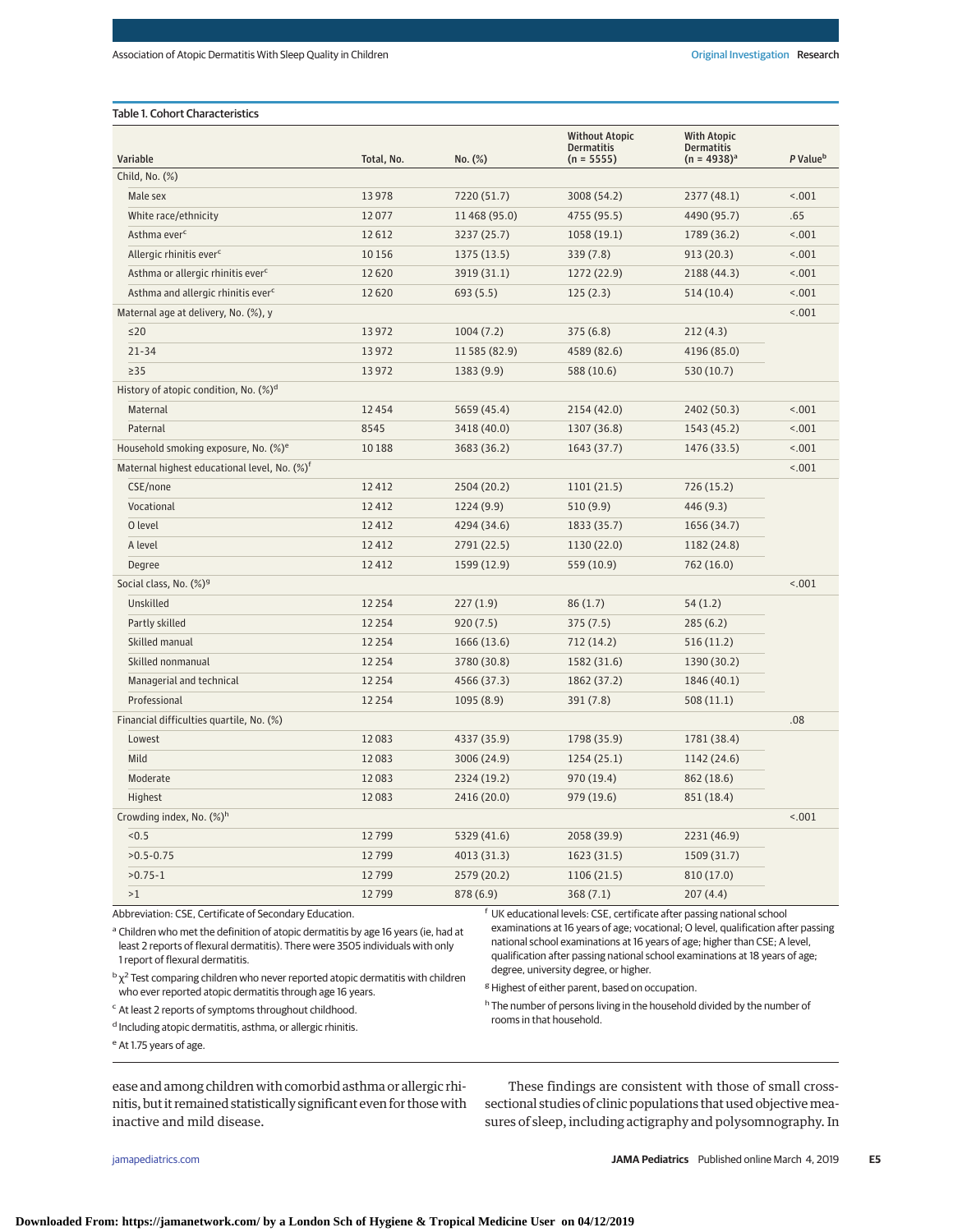Table 1. Cohort Characteristics

| Variable | Total, No. | No. (%) | Without Atopic Dermatitis (n = 5555) | With Atopic Dermatitis (n = 4938)[a] | *P* Value[b] |
|---|---|---|---|---|---|
| Child, No. (%) | | | | | |
| Male sex | 13 978 | 7220 (51.7) | 3008 (54.2) | 2377 (48.1) | <.001 |
| White race/ethnicity | 12 077 | 11 468 (95.0) | 4755 (95.5) | 4490 (95.7) | .65 |
| Asthma ever[c] | 12 612 | 3237 (25.7) | 1058 (19.1) | 1789 (36.2) | <.001 |
| Allergic rhinitis ever[c] | 10 156 | 1375 (13.5) | 339 (7.8) | 913 (20.3) | <.001 |
| Asthma or allergic rhinitis ever[c] | 12 620 | 3919 (31.1) | 1272 (22.9) | 2188 (44.3) | <.001 |
| Asthma and allergic rhinitis ever[c] | 12 620 | 693 (5.5) | 125 (2.3) | 514 (10.4) | <.001 |
| Maternal age at delivery, No. (%), y | | | | | <.001 |
| ≤20 | 13 972 | 1004 (7.2) | 375 (6.8) | 212 (4.3) | |
| 21-34 | 13 972 | 11 585 (82.9) | 4589 (82.6) | 4196 (85.0) | |
| ≥35 | 13 972 | 1383 (9.9) | 588 (10.6) | 530 (10.7) | |
| History of atopic condition, No. (%)[d] | | | | | |
| Maternal | 12 454 | 5659 (45.4) | 2154 (42.0) | 2402 (50.3) | <.001 |
| Paternal | 8545 | 3418 (40.0) | 1307 (36.8) | 1543 (45.2) | <.001 |
| Household smoking exposure, No. (%)[e] | 10 188 | 3683 (36.2) | 1643 (37.7) | 1476 (33.5) | <.001 |
| Maternal highest educational level, No. (%)[f] | | | | | <.001 |
| CSE/none | 12 412 | 2504 (20.2) | 1101 (21.5) | 726 (15.2) | |
| Vocational | 12 412 | 1224 (9.9) | 510 (9.9) | 446 (9.3) | |
| O level | 12 412 | 4294 (34.6) | 1833 (35.7) | 1656 (34.7) | |
| A level | 12 412 | 2791 (22.5) | 1130 (22.0) | 1182 (24.8) | |
| Degree | 12 412 | 1599 (12.9) | 559 (10.9) | 762 (16.0) | |
| Social class, No. (%)[g] | | | | | <.001 |
| Unskilled | 12 254 | 227 (1.9) | 86 (1.7) | 54 (1.2) | |
| Partly skilled | 12 254 | 920 (7.5) | 375 (7.5) | 285 (6.2) | |
| Skilled manual | 12 254 | 1666 (13.6) | 712 (14.2) | 516 (11.2) | |
| Skilled nonmanual | 12 254 | 3780 (30.8) | 1582 (31.6) | 1390 (30.2) | |
| Managerial and technical | 12 254 | 4566 (37.3) | 1862 (37.2) | 1846 (40.1) | |
| Professional | 12 254 | 1095 (8.9) | 391 (7.8) | 508 (11.1) | |
| Financial difficulties quartile, No. (%) | | | | | .08 |
| Lowest | 12 083 | 4337 (35.9) | 1798 (35.9) | 1781 (38.4) | |
| Mild | 12 083 | 3006 (24.9) | 1254 (25.1) | 1142 (24.6) | |
| Moderate | 12 083 | 2324 (19.2) | 970 (19.4) | 862 (18.6) | |
| Highest | 12 083 | 2416 (20.0) | 979 (19.6) | 851 (18.4) | |
| Crowding index, No. (%)[h] | | | | | <.001 |
| <0.5 | 12 799 | 5329 (41.6) | 2058 (39.9) | 2231 (46.9) | |
| >0.5-0.75 | 12 799 | 4013 (31.3) | 1623 (31.5) | 1509 (31.7) | |
| >0.75-1 | 12 799 | 2579 (20.2) | 1106 (21.5) | 810 (17.0) | |
| >1 | 12 799 | 878 (6.9) | 368 (7.1) | 207 (4.4) | |

Abbreviation: CSE, Certificate of Secondary Education.

[a] Children who met the definition of atopic dermatitis by age 16 years (ie, had at least 2 reports of flexural dermatitis). There were 3505 individuals with only 1 report of flexural dermatitis.

[b] $\chi^2$ Test comparing children who never reported atopic dermatitis with children who ever reported atopic dermatitis through age 16 years.

[c] At least 2 reports of symptoms throughout childhood.

[d] Including atopic dermatitis, asthma, or allergic rhinitis.

[e] At 1.75 years of age.

[f] UK educational levels: CSE, certificate after passing national school examinations at 16 years of age; vocational; O level, qualification after passing national school examinations at 16 years of age; higher than CSE; A level, qualification after passing national school examinations at 18 years of age; degree, university degree, or higher.

[g] Highest of either parent, based on occupation.

[h] The number of persons living in the household divided by the number of rooms in that household.

ease and among children with comorbid asthma or allergic rhinitis, but it remained statistically significant even for those with inactive and mild disease.

These findings are consistent with those of small cross-sectional studies of clinic populations that used objective measures of sleep, including actigraphy and polysomnography. In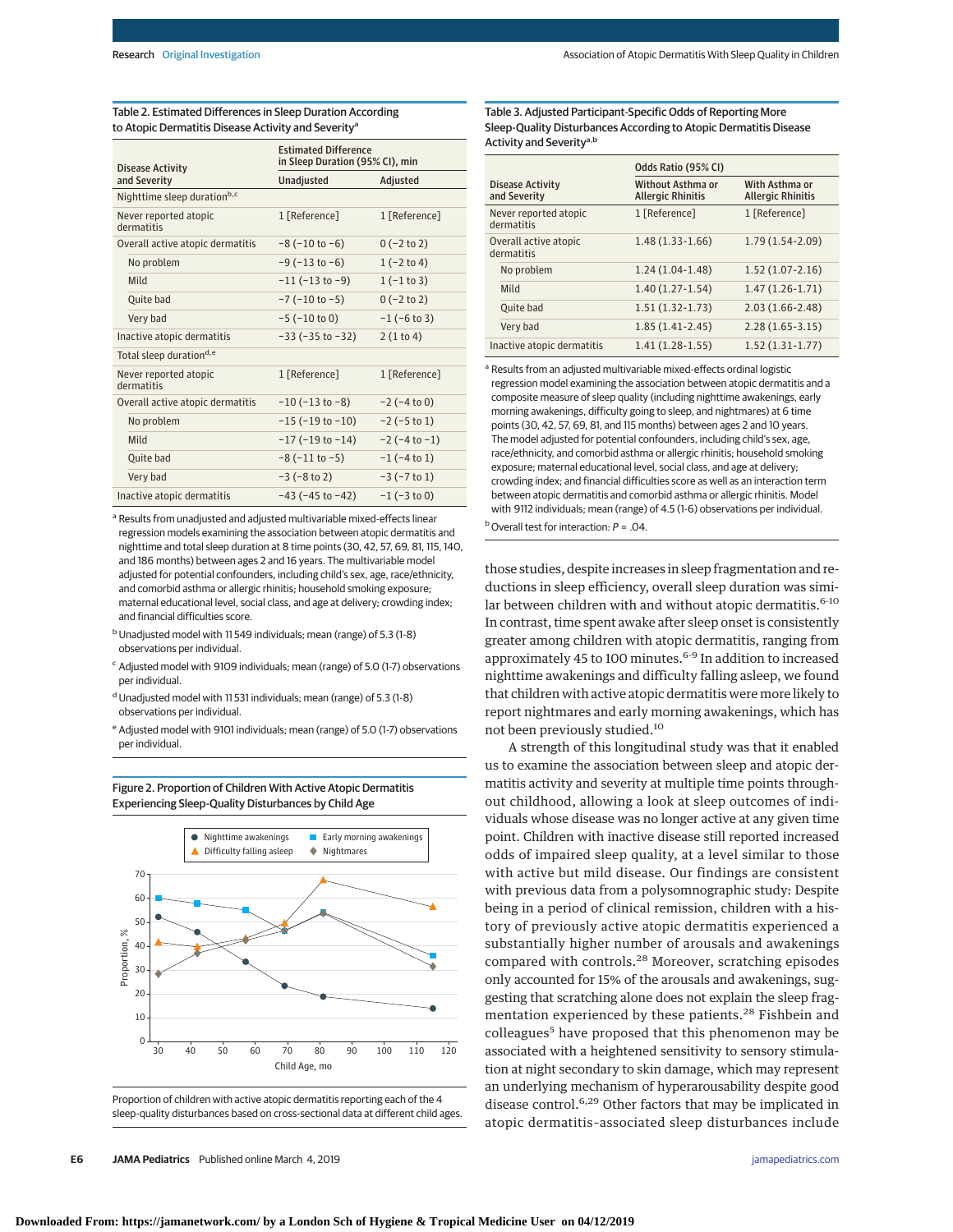Table 2. Estimated Differences in Sleep Duration According to Atopic Dermatitis Disease Activity and Severity[a]

| Disease Activity and Severity | Estimated Difference in Sleep Duration (95% CI), min | |
|---|---|---|
| | Unadjusted | Adjusted |
| Nighttime sleep duration[b,c] | | |
| Never reported atopic dermatitis | 1 [Reference] | 1 [Reference] |
| Overall active atopic dermatitis | −8 (−10 to −6) | 0 (−2 to 2) |
| No problem | −9 (−13 to −6) | 1 (−2 to 4) |
| Mild | −11 (−13 to −9) | 1 (−1 to 3) |
| Quite bad | −7 (−10 to −5) | 0 (−2 to 2) |
| Very bad | −5 (−10 to 0) | −1 (−6 to 3) |
| Inactive atopic dermatitis | −33 (−35 to −32) | 2 (1 to 4) |
| Total sleep duration[d,e] | | |
| Never reported atopic dermatitis | 1 [Reference] | 1 [Reference] |
| Overall active atopic dermatitis | −10 (−13 to −8) | −2 (−4 to 0) |
| No problem | −15 (−19 to −10) | −2 (−5 to 1) |
| Mild | −17 (−19 to −14) | −2 (−4 to −1) |
| Quite bad | −8 (−11 to −5) | −1 (−4 to 1) |
| Very bad | −3 (−8 to 2) | −3 (−7 to 1) |
| Inactive atopic dermatitis | −43 (−45 to −42) | −1 (−3 to 0) |

[a] Results from unadjusted and adjusted multivariable mixed-effects linear regression models examining the association between atopic dermatitis and nighttime and total sleep duration at 8 time points (30, 42, 57, 69, 81, 115, 140, and 186 months) between ages 2 and 16 years. The multivariable model adjusted for potential confounders, including child's sex, age, race/ethnicity, and comorbid asthma or allergic rhinitis; household smoking exposure; maternal educational level, social class, and age at delivery; crowding index; and financial difficulties score.

[b] Unadjusted model with 11 549 individuals; mean (range) of 5.3 (1-8) observations per individual.

[c] Adjusted model with 9109 individuals; mean (range) of 5.0 (1-7) observations per individual.

[d] Unadjusted model with 11 531 individuals; mean (range) of 5.3 (1-8) observations per individual.

[e] Adjusted model with 9101 individuals; mean (range) of 5.0 (1-7) observations per individual.

Figure 2. Proportion of Children With Active Atopic Dermatitis Experiencing Sleep-Quality Disturbances by Child Age

Proportion of children with active atopic dermatitis reporting each of the 4 sleep-quality disturbances based on cross-sectional data at different child ages.

Table 3. Adjusted Participant-Specific Odds of Reporting More Sleep-Quality Disturbances According to Atopic Dermatitis Disease Activity and Severity[a,b]

| Disease Activity and Severity | Odds Ratio (95% CI) | |
|---|---|---|
| | Without Asthma or Allergic Rhinitis | With Asthma or Allergic Rhinitis |
| Never reported atopic dermatitis | 1 [Reference] | 1 [Reference] |
| Overall active atopic dermatitis | 1.48 (1.33-1.66) | 1.79 (1.54-2.09) |
| No problem | 1.24 (1.04-1.48) | 1.52 (1.07-2.16) |
| Mild | 1.40 (1.27-1.54) | 1.47 (1.26-1.71) |
| Quite bad | 1.51 (1.32-1.73) | 2.03 (1.66-2.48) |
| Very bad | 1.85 (1.41-2.45) | 2.28 (1.65-3.15) |
| Inactive atopic dermatitis | 1.41 (1.28-1.55) | 1.52 (1.31-1.77) |

[a] Results from an adjusted multivariable mixed-effects ordinal logistic regression model examining the association between atopic dermatitis and a composite measure of sleep quality (including nighttime awakenings, early morning awakenings, difficulty going to sleep, and nightmares) at 6 time points (30, 42, 57, 69, 81, and 115 months) between ages 2 and 10 years. The model adjusted for potential confounders, including child's sex, age, race/ethnicity, and comorbid asthma or allergic rhinitis; household smoking exposure; maternal educational level, social class, and age at delivery; crowding index; and financial difficulties score as well as an interaction term between atopic dermatitis and comorbid asthma or allergic rhinitis. Model with 9112 individuals; mean (range) of 4.5 (1-6) observations per individual.

[b] Overall test for interaction: $P = .04$.

those studies, despite increases in sleep fragmentation and reductions in sleep efficiency, overall sleep duration was similar between children with and without atopic dermatitis.[6-10] In contrast, time spent awake after sleep onset is consistently greater among children with atopic dermatitis, ranging from approximately 45 to 100 minutes.[6-9] In addition to increased nighttime awakenings and difficulty falling asleep, we found that children with active atopic dermatitis were more likely to report nightmares and early morning awakenings, which has not been previously studied.[10]

A strength of this longitudinal study was that it enabled us to examine the association between sleep and atopic dermatitis activity and severity at multiple time points throughout childhood, allowing a look at sleep outcomes of individuals whose disease was no longer active at any given time point. Children with inactive disease still reported increased odds of impaired sleep quality, at a level similar to those with active but mild disease. Our findings are consistent with previous data from a polysomnographic study: Despite being in a period of clinical remission, children with a history of previously active atopic dermatitis experienced a substantially higher number of arousals and awakenings compared with controls.[28] Moreover, scratching episodes only accounted for 15% of the arousals and awakenings, suggesting that scratching alone does not explain the sleep fragmentation experienced by these patients.[28] Fishbein and colleagues[5] have proposed that this phenomenon may be associated with a heightened sensitivity to sensory stimulation at night secondary to skin damage, which may represent an underlying mechanism of hyperarousability despite good disease control.[6,29] Other factors that may be implicated in atopic dermatitis–associated sleep disturbances include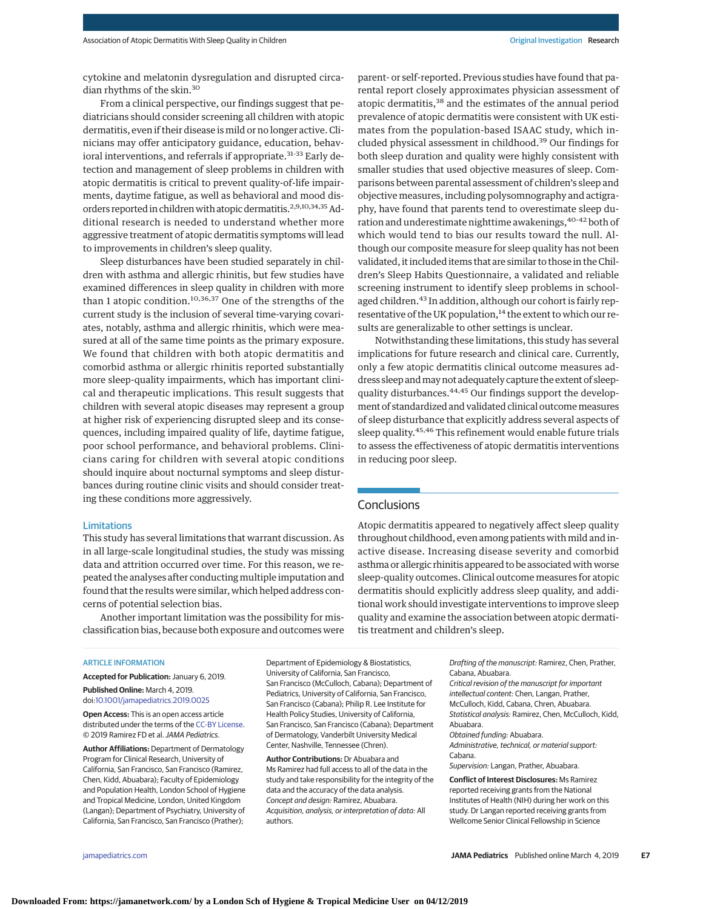cytokine and melatonin dysregulation and disrupted circadian rhythms of the skin.[30]

From a clinical perspective, our findings suggest that pediatricians should consider screening all children with atopic dermatitis, even if their disease is mild or no longer active. Clinicians may offer anticipatory guidance, education, behavioral interventions, and referrals if appropriate.[31-33] Early detection and management of sleep problems in children with atopic dermatitis is critical to prevent quality-of-life impairments, daytime fatigue, as well as behavioral and mood disorders reported in children with atopic dermatitis.[2,9,10,34,35] Additional research is needed to understand whether more aggressive treatment of atopic dermatitis symptoms will lead to improvements in children's sleep quality.

Sleep disturbances have been studied separately in children with asthma and allergic rhinitis, but few studies have examined differences in sleep quality in children with more than 1 atopic condition.[10,36,37] One of the strengths of the current study is the inclusion of several time-varying covariates, notably, asthma and allergic rhinitis, which were measured at all of the same time points as the primary exposure. We found that children with both atopic dermatitis and comorbid asthma or allergic rhinitis reported substantially more sleep-quality impairments, which has important clinical and therapeutic implications. This result suggests that children with several atopic diseases may represent a group at higher risk of experiencing disrupted sleep and its consequences, including impaired quality of life, daytime fatigue, poor school performance, and behavioral problems. Clinicians caring for children with several atopic conditions should inquire about nocturnal symptoms and sleep disturbances during routine clinic visits and should consider treating these conditions more aggressively.

### Limitations

This study has several limitations that warrant discussion. As in all large-scale longitudinal studies, the study was missing data and attrition occurred over time. For this reason, we repeated the analyses after conducting multiple imputation and found that the results were similar, which helped address concerns of potential selection bias.

Another important limitation was the possibility for misclassification bias, because both exposure and outcomes were parent- or self-reported. Previous studies have found that parental report closely approximates physician assessment of atopic dermatitis,[38] and the estimates of the annual period prevalence of atopic dermatitis were consistent with UK estimates from the population-based ISAAC study, which included physical assessment in childhood.[39] Our findings for both sleep duration and quality were highly consistent with smaller studies that used objective measures of sleep. Comparisons between parental assessment of children's sleep and objective measures, including polysomnography and actigraphy, have found that parents tend to overestimate sleep duration and underestimate nighttime awakenings,[40-42] both of which would tend to bias our results toward the null. Although our composite measure for sleep quality has not been validated, it included items that are similar to those in the Children's Sleep Habits Questionnaire, a validated and reliable screening instrument to identify sleep problems in school-aged children.[43] In addition, although our cohort is fairly representative of the UK population,[14] the extent to which our results are generalizable to other settings is unclear.

Notwithstanding these limitations, this study has several implications for future research and clinical care. Currently, only a few atopic dermatitis clinical outcome measures address sleep and may not adequately capture the extent of sleep-quality disturbances.[44,45] Our findings support the development of standardized and validated clinical outcome measures of sleep disturbance that explicitly address several aspects of sleep quality.[45,46] This refinement would enable future trials to assess the effectiveness of atopic dermatitis interventions in reducing poor sleep.

## Conclusions

Atopic dermatitis appeared to negatively affect sleep quality throughout childhood, even among patients with mild and inactive disease. Increasing disease severity and comorbid asthma or allergic rhinitis appeared to be associated with worse sleep-quality outcomes. Clinical outcome measures for atopic dermatitis should explicitly address sleep quality, and additional work should investigate interventions to improve sleep quality and examine the association between atopic dermatitis treatment and children's sleep.

ARTICLE INFORMATION

**Accepted for Publication:** January 6, 2019.

**Published Online:** March 4, 2019. doi:10.1001/jamapediatrics.2019.0025

**Open Access:** This is an open access article distributed under the terms of the CC-BY License. © 2019 Ramirez FD et al. *JAMA Pediatrics*.

**Author Affiliations:** Department of Dermatology Program for Clinical Research, University of California, San Francisco, San Francisco (Ramirez, Chen, Kidd, Abuabara); Faculty of Epidemiology and Population Health, London School of Hygiene and Tropical Medicine, London, United Kingdom (Langan); Department of Psychiatry, University of California, San Francisco, San Francisco (Prather); Department of Epidemiology & Biostatistics, University of California, San Francisco, San Francisco (McCulloch, Cabana); Department of Pediatrics, University of California, San Francisco, San Francisco (Cabana); Philip R. Lee Institute for Health Policy Studies, University of California, San Francisco, San Francisco (Cabana); Department of Dermatology, Vanderbilt University Medical Center, Nashville, Tennessee (Chren).

**Author Contributions:** Dr Abuabara and Ms Ramirez had full access to all of the data in the study and take responsibility for the integrity of the data and the accuracy of the data analysis.
*Concept and design:* Ramirez, Abuabara.
*Acquisition, analysis, or interpretation of data:* All authors.
*Drafting of the manuscript:* Ramirez, Chen, Prather, Cabana, Abuabara.
*Critical revision of the manuscript for important intellectual content:* Chen, Langan, Prather, McCulloch, Kidd, Cabana, Chren, Abuabara.
*Statistical analysis:* Ramirez, Chen, McCulloch, Kidd, Abuabara.
*Obtained funding:* Abuabara.
*Administrative, technical, or material support:* Cabana.
*Supervision:* Langan, Prather, Abuabara.

**Conflict of Interest Disclosures:** Ms Ramirez reported receiving grants from the National Institutes of Health (NIH) during her work on this study. Dr Langan reported receiving grants from Wellcome Senior Clinical Fellowship in Science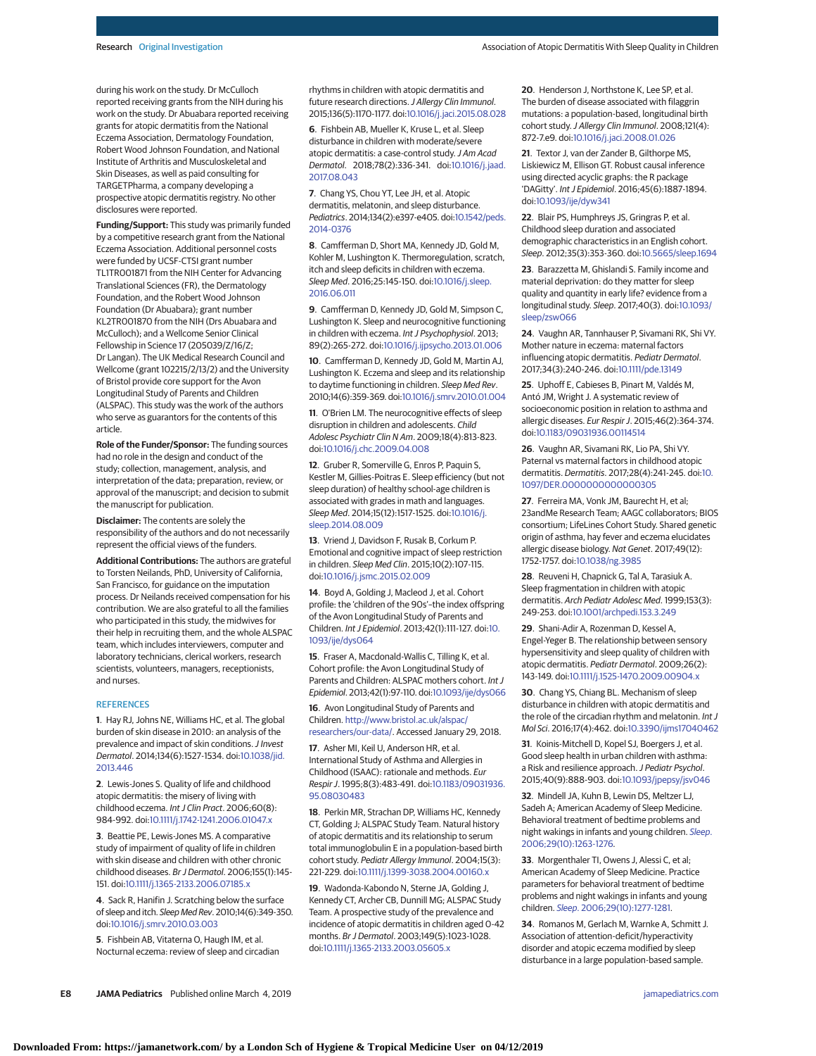during his work on the study. Dr McCulloch reported receiving grants from the NIH during his work on the study. Dr Abuabara reported receiving grants for atopic dermatitis from the National Eczema Association, Dermatology Foundation, Robert Wood Johnson Foundation, and National Institute of Arthritis and Musculoskeletal and Skin Diseases, as well as paid consulting for TARGETPharma, a company developing a prospective atopic dermatitis registry. No other disclosures were reported.

**Funding/Support:** This study was primarily funded by a competitive research grant from the National Eczema Association. Additional personnel costs were funded by UCSF-CTSI grant number TL1TR001871 from the NIH Center for Advancing Translational Sciences (FR), the Dermatology Foundation, and the Robert Wood Johnson Foundation (Dr Abuabara); grant number KL2TR001870 from the NIH (Drs Abuabara and McCulloch); and a Wellcome Senior Clinical Fellowship in Science 17 (205039/Z/16/Z; Dr Langan). The UK Medical Research Council and Wellcome (grant 102215/2/13/2) and the University of Bristol provide core support for the Avon Longitudinal Study of Parents and Children (ALSPAC). This study was the work of the authors who serve as guarantors for the contents of this article.

**Role of the Funder/Sponsor:** The funding sources had no role in the design and conduct of the study; collection, management, analysis, and interpretation of the data; preparation, review, or approval of the manuscript; and decision to submit the manuscript for publication.

**Disclaimer:** The contents are solely the responsibility of the authors and do not necessarily represent the official views of the funders.

**Additional Contributions:** The authors are grateful to Torsten Neilands, PhD, University of California, San Francisco, for guidance on the imputation process. Dr Neilands received compensation for his contribution. We are also grateful to all the families who participated in this study, the midwives for their help in recruiting them, and the whole ALSPAC team, which includes interviewers, computer and laboratory technicians, clerical workers, research scientists, volunteers, managers, receptionists, and nurses.

## REFERENCES

1. Hay RJ, Johns NE, Williams HC, et al. The global burden of skin disease in 2010: an analysis of the prevalence and impact of skin conditions. *J Invest Dermatol*. 2014;134(6):1527-1534. doi:10.1038/jid.2013.446

2. Lewis-Jones S. Quality of life and childhood atopic dermatitis: the misery of living with childhood eczema. *Int J Clin Pract*. 2006;60(8):984-992. doi:10.1111/j.1742-1241.2006.01047.x

3. Beattie PE, Lewis-Jones MS. A comparative study of impairment of quality of life in children with skin disease and children with other chronic childhood diseases. *Br J Dermatol*. 2006;155(1):145-151. doi:10.1111/j.1365-2133.2006.07185.x

4. Sack R, Hanifin J. Scratching below the surface of sleep and itch. *Sleep Med Rev*. 2010;14(6):349-350. doi:10.1016/j.smrv.2010.03.003

5. Fishbein AB, Vitaterna O, Haugh IM, et al. Nocturnal eczema: review of sleep and circadian rhythms in children with atopic dermatitis and future research directions. *J Allergy Clin Immunol*. 2015;136(5):1170-1177. doi:10.1016/j.jaci.2015.08.028

6. Fishbein AB, Mueller K, Kruse L, et al. Sleep disturbance in children with moderate/severe atopic dermatitis: a case-control study. *J Am Acad Dermatol*. 2018;78(2):336-341. doi:10.1016/j.jaad.2017.08.043

7. Chang YS, Chou YT, Lee JH, et al. Atopic dermatitis, melatonin, and sleep disturbance. *Pediatrics*. 2014;134(2):e397-e405. doi:10.1542/peds.2014-0376

8. Camfferman D, Short MA, Kennedy JD, Gold M, Kohler M, Lushington K. Thermoregulation, scratch, itch and sleep deficits in children with eczema. *Sleep Med*. 2016;25:145-150. doi:10.1016/j.sleep.2016.06.011

9. Camfferman D, Kennedy JD, Gold M, Simpson C, Lushington K. Sleep and neurocognitive functioning in children with eczema. *Int J Psychophysiol*. 2013;89(2):265-272. doi:10.1016/j.ijpsycho.2013.01.006

10. Camfferman D, Kennedy JD, Gold M, Martin AJ, Lushington K. Eczema and sleep and its relationship to daytime functioning in children. *Sleep Med Rev*. 2010;14(6):359-369. doi:10.1016/j.smrv.2010.01.004

11. O'Brien LM. The neurocognitive effects of sleep disruption in children and adolescents. *Child Adolesc Psychiatr Clin N Am*. 2009;18(4):813-823. doi:10.1016/j.chc.2009.04.008

12. Gruber R, Somerville G, Enros P, Paquin S, Kestler M, Gillies-Poitras E. Sleep efficiency (but not sleep duration) of healthy school-age children is associated with grades in math and languages. *Sleep Med*. 2014;15(12):1517-1525. doi:10.1016/j.sleep.2014.08.009

13. Vriend J, Davidson F, Rusak B, Corkum P. Emotional and cognitive impact of sleep restriction in children. *Sleep Med Clin*. 2015;10(2):107-115. doi:10.1016/j.jsmc.2015.02.009

14. Boyd A, Golding J, Macleod J, et al. Cohort profile: the 'children of the 90s'–the index offspring of the Avon Longitudinal Study of Parents and Children. *Int J Epidemiol*. 2013;42(1):111-127. doi:10.1093/ije/dys064

15. Fraser A, Macdonald-Wallis C, Tilling K, et al. Cohort profile: the Avon Longitudinal Study of Parents and Children: ALSPAC mothers cohort. *Int J Epidemiol*. 2013;42(1):97-110. doi:10.1093/ije/dys066

16. Avon Longitudinal Study of Parents and Children. http://www.bristol.ac.uk/alspac/researchers/our-data/. Accessed January 29, 2018.

17. Asher MI, Keil U, Anderson HR, et al. International Study of Asthma and Allergies in Childhood (ISAAC): rationale and methods. *Eur Respir J*. 1995;8(3):483-491. doi:10.1183/09031936.95.08030483

18. Perkin MR, Strachan DP, Williams HC, Kennedy CT, Golding J; ALSPAC Study Team. Natural history of atopic dermatitis and its relationship to serum total immunoglobulin E in a population-based birth cohort study. *Pediatr Allergy Immunol*. 2004;15(3):221-229. doi:10.1111/j.1399-3038.2004.00160.x

19. Wadonda-Kabondo N, Sterne JA, Golding J, Kennedy CT, Archer CB, Dunnill MG; ALSPAC Study Team. A prospective study of the prevalence and incidence of atopic dermatitis in children aged 0-42 months. *Br J Dermatol*. 2003;149(5):1023-1028. doi:10.1111/j.1365-2133.2003.05605.x

20. Henderson J, Northstone K, Lee SP, et al. The burden of disease associated with filaggrin mutations: a population-based, longitudinal birth cohort study. *J Allergy Clin Immunol*. 2008;121(4):872-7.e9. doi:10.1016/j.jaci.2008.01.026

21. Textor J, van der Zander B, Gilthorpe MS, Liskiewicz M, Ellison GT. Robust causal inference using directed acyclic graphs: the R package 'DAGitty'. *Int J Epidemiol*. 2016;45(6):1887-1894. doi:10.1093/ije/dyw341

22. Blair PS, Humphreys JS, Gringras P, et al. Childhood sleep duration and associated demographic characteristics in an English cohort. *Sleep*. 2012;35(3):353-360. doi:10.5665/sleep.1694

23. Barazzetta M, Ghislandi S. Family income and material deprivation: do they matter for sleep quality and quantity in early life? evidence from a longitudinal study. *Sleep*. 2017;40(3). doi:10.1093/sleep/zsw066

24. Vaughn AR, Tannhauser P, Sivamani RK, Shi VY. Mother nature in eczema: maternal factors influencing atopic dermatitis. *Pediatr Dermatol*. 2017;34(3):240-246. doi:10.1111/pde.13149

25. Uphoff E, Cabieses B, Pinart M, Valdés M, Antó JM, Wright J. A systematic review of socioeconomic position in relation to asthma and allergic diseases. *Eur Respir J*. 2015;46(2):364-374. doi:10.1183/09031936.00114514

26. Vaughn AR, Sivamani RK, Lio PA, Shi VY. Paternal vs maternal factors in childhood atopic dermatitis. *Dermatitis*. 2017;28(4):241-245. doi:10.1097/DER.0000000000000305

27. Ferreira MA, Vonk JM, Baurecht H, et al; 23andMe Research Team; AAGC collaborators; BIOS consortium; LifeLines Cohort Study. Shared genetic origin of asthma, hay fever and eczema elucidates allergic disease biology. *Nat Genet*. 2017;49(12):1752-1757. doi:10.1038/ng.3985

28. Reuveni H, Chapnick G, Tal A, Tarasiuk A. Sleep fragmentation in children with atopic dermatitis. *Arch Pediatr Adolesc Med*. 1999;153(3):249-253. doi:10.1001/archpedi.153.3.249

29. Shani-Adir A, Rozenman D, Kessel A, Engel-Yeger B. The relationship between sensory hypersensitivity and sleep quality of children with atopic dermatitis. *Pediatr Dermatol*. 2009;26(2):143-149. doi:10.1111/j.1525-1470.2009.00904.x

30. Chang YS, Chiang BL. Mechanism of sleep disturbance in children with atopic dermatitis and the role of the circadian rhythm and melatonin. *Int J Mol Sci*. 2016;17(4):462. doi:10.3390/ijms17040462

31. Koinis-Mitchell D, Kopel SJ, Boergers J, et al. Good sleep health in urban children with asthma: a Risk and resilience approach. *J Pediatr Psychol*. 2015;40(9):888-903. doi:10.1093/jpepsy/jsv046

32. Mindell JA, Kuhn B, Lewin DS, Meltzer LJ, Sadeh A; American Academy of Sleep Medicine. Behavioral treatment of bedtime problems and night wakings in infants and young children. *Sleep*. 2006;29(10):1263-1276.

33. Morgenthaler TI, Owens J, Alessi C, et al; American Academy of Sleep Medicine. Practice parameters for behavioral treatment of bedtime problems and night wakings in infants and young children. *Sleep*. 2006;29(10):1277-1281.

34. Romanos M, Gerlach M, Warnke A, Schmitt J. Association of attention-deficit/hyperactivity disorder and atopic eczema modified by sleep disturbance in a large population-based sample.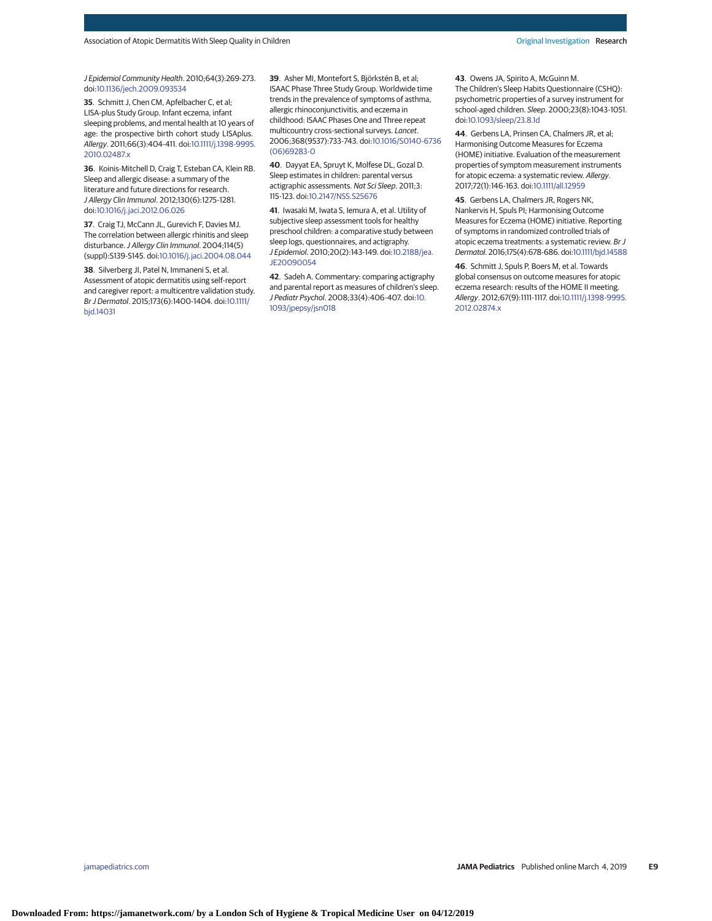*J Epidemiol Community Health*. 2010;64(3):269-273. doi:10.1136/jech.2009.093534

**35**. Schmitt J, Chen CM, Apfelbacher C, et al; LISA-plus Study Group. Infant eczema, infant sleeping problems, and mental health at 10 years of age: the prospective birth cohort study LISAplus. *Allergy*. 2011;66(3):404-411. doi:10.1111/j.1398-9995.2010.02487.x

**36**. Koinis-Mitchell D, Craig T, Esteban CA, Klein RB. Sleep and allergic disease: a summary of the literature and future directions for research. *J Allergy Clin Immunol*. 2012;130(6):1275-1281. doi:10.1016/j.jaci.2012.06.026

**37**. Craig TJ, McCann JL, Gurevich F, Davies MJ. The correlation between allergic rhinitis and sleep disturbance. *J Allergy Clin Immunol*. 2004;114(5)(suppl):S139-S145. doi:10.1016/j.jaci.2004.08.044

**38**. Silverberg JI, Patel N, Immaneni S, et al. Assessment of atopic dermatitis using self-report and caregiver report: a multicentre validation study. *Br J Dermatol*. 2015;173(6):1400-1404. doi:10.1111/bjd.14031

**39**. Asher MI, Montefort S, Björkstén B, et al; ISAAC Phase Three Study Group. Worldwide time trends in the prevalence of symptoms of asthma, allergic rhinoconjunctivitis, and eczema in childhood: ISAAC Phases One and Three repeat multicountry cross-sectional surveys. *Lancet*. 2006;368(9537):733-743. doi:10.1016/S0140-6736(06)69283-0

**40**. Dayyat EA, Spruyt K, Molfese DL, Gozal D. Sleep estimates in children: parental versus actigraphic assessments. *Nat Sci Sleep*. 2011;3:115-123. doi:10.2147/NSS.S25676

**41**. Iwasaki M, Iwata S, Iemura A, et al. Utility of subjective sleep assessment tools for healthy preschool children: a comparative study between sleep logs, questionnaires, and actigraphy. *J Epidemiol*. 2010;20(2):143-149. doi:10.2188/jea.JE20090054

**42**. Sadeh A. Commentary: comparing actigraphy and parental report as measures of children's sleep. *J Pediatr Psychol*. 2008;33(4):406-407. doi:10.1093/jpepsy/jsn018

**43**. Owens JA, Spirito A, McGuinn M. The Children's Sleep Habits Questionnaire (CSHQ): psychometric properties of a survey instrument for school-aged children. *Sleep*. 2000;23(8):1043-1051. doi:10.1093/sleep/23.8.1d

**44**. Gerbens LA, Prinsen CA, Chalmers JR, et al; Harmonising Outcome Measures for Eczema (HOME) initiative. Evaluation of the measurement properties of symptom measurement instruments for atopic eczema: a systematic review. *Allergy*. 2017;72(1):146-163. doi:10.1111/all.12959

**45**. Gerbens LA, Chalmers JR, Rogers NK, Nankervis H, Spuls PI; Harmonising Outcome Measures for Eczema (HOME) initiative. Reporting of symptoms in randomized controlled trials of atopic eczema treatments: a systematic review. *Br J Dermatol*. 2016;175(4):678-686. doi:10.1111/bjd.14588

**46**. Schmitt J, Spuls P, Boers M, et al. Towards global consensus on outcome measures for atopic eczema research: results of the HOME II meeting. *Allergy*. 2012;67(9):1111-1117. doi:10.1111/j.1398-9995.2012.02874.x